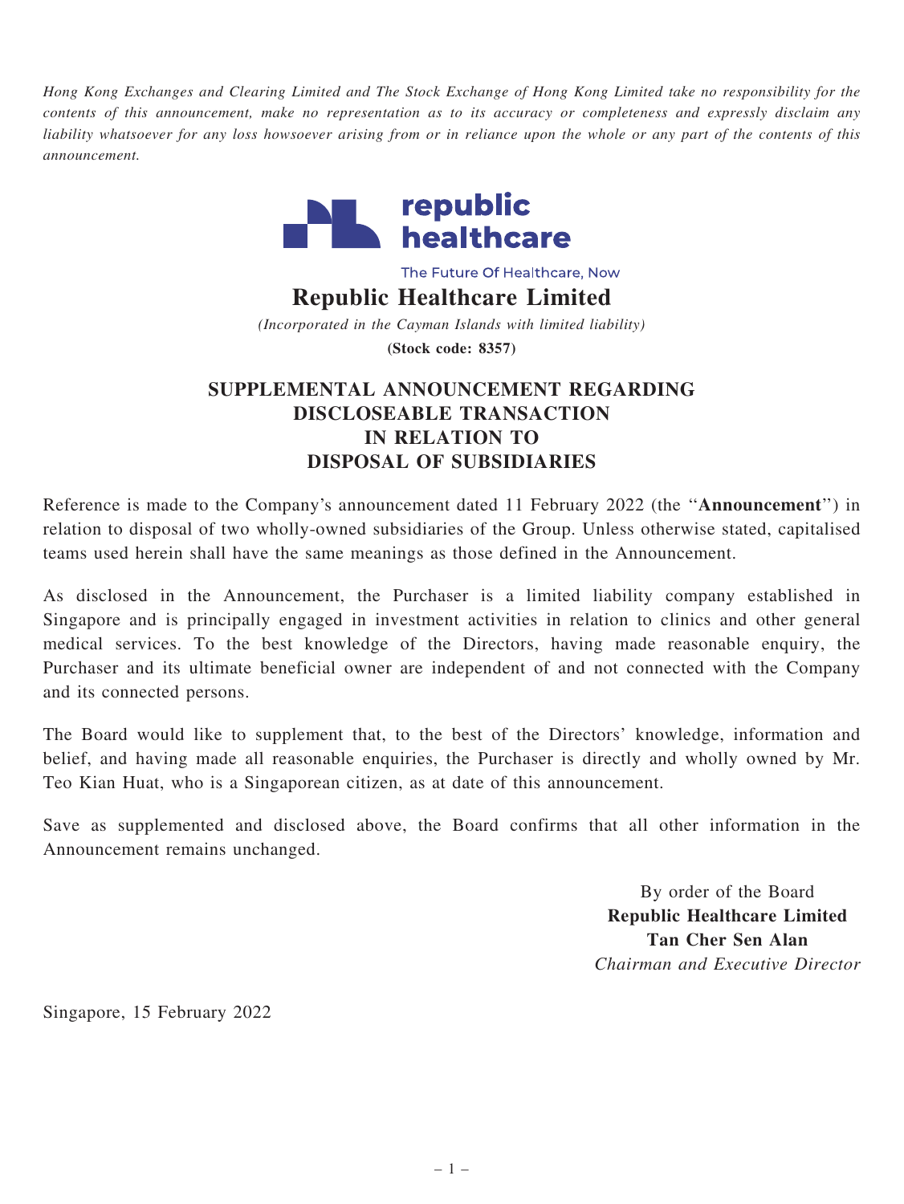*Hong Kong Exchanges and Clearing Limited and The Stock Exchange of Hong Kong Limited take no responsibility for the contents of this announcement, make no representation as to its accuracy or completeness and expressly disclaim any liability whatsoever for any loss howsoever arising from or in reliance upon the whole or any part of the contents of this announcement.*

republic healthcare

The Future Of Healthcare, Now

# Republic Healthcare Limited

*(Incorporated in the Cayman Islands with limited liability)*

**(Stock code: 8357)**

## SUPPLEMENTAL ANNOUNCEMENT REGARDING DISCLOSEABLE TRANSACTION IN RELATION TO DISPOSAL OF SUBSIDIARIES

Reference is made to the Company's announcement dated 11 February 2022 (the "**Announcement**") in relation to disposal of two wholly-owned subsidiaries of the Group. Unless otherwise stated, capitalised teams used herein shall have the same meanings as those defined in the Announcement.

As disclosed in the Announcement, the Purchaser is a limited liability company established in Singapore and is principally engaged in investment activities in relation to clinics and other general medical services. To the best knowledge of the Directors, having made reasonable enquiry, the Purchaser and its ultimate beneficial owner are independent of and not connected with the Company and its connected persons.

The Board would like to supplement that, to the best of the Directors' knowledge, information and belief, and having made all reasonable enquiries, the Purchaser is directly and wholly owned by Mr. Teo Kian Huat, who is a Singaporean citizen, as at date of this announcement.

Save as supplemented and disclosed above, the Board confirms that all other information in the Announcement remains unchanged.

By order of the Board
**Republic Healthcare Limited**
**Tan Cher Sen Alan**
*Chairman and Executive Director*

Singapore, 15 February 2022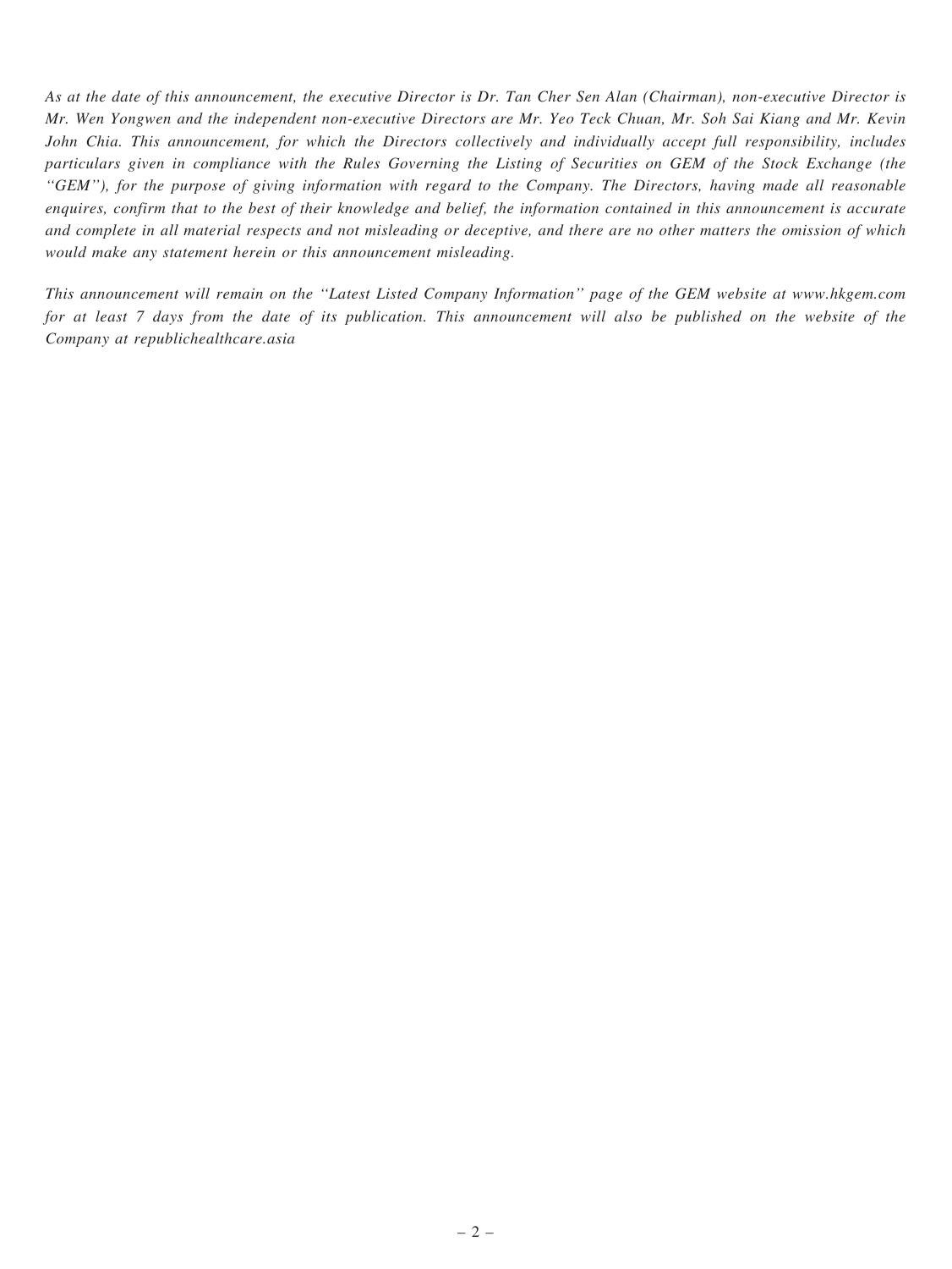*As at the date of this announcement, the executive Director is Dr. Tan Cher Sen Alan (Chairman), non-executive Director is Mr. Wen Yongwen and the independent non-executive Directors are Mr. Yeo Teck Chuan, Mr. Soh Sai Kiang and Mr. Kevin John Chia. This announcement, for which the Directors collectively and individually accept full responsibility, includes particulars given in compliance with the Rules Governing the Listing of Securities on GEM of the Stock Exchange (the "GEM"), for the purpose of giving information with regard to the Company. The Directors, having made all reasonable enquires, confirm that to the best of their knowledge and belief, the information contained in this announcement is accurate and complete in all material respects and not misleading or deceptive, and there are no other matters the omission of which would make any statement herein or this announcement misleading.*

*This announcement will remain on the "Latest Listed Company Information" page of the GEM website at www.hkgem.com for at least 7 days from the date of its publication. This announcement will also be published on the website of the Company at republichealthcare.asia*